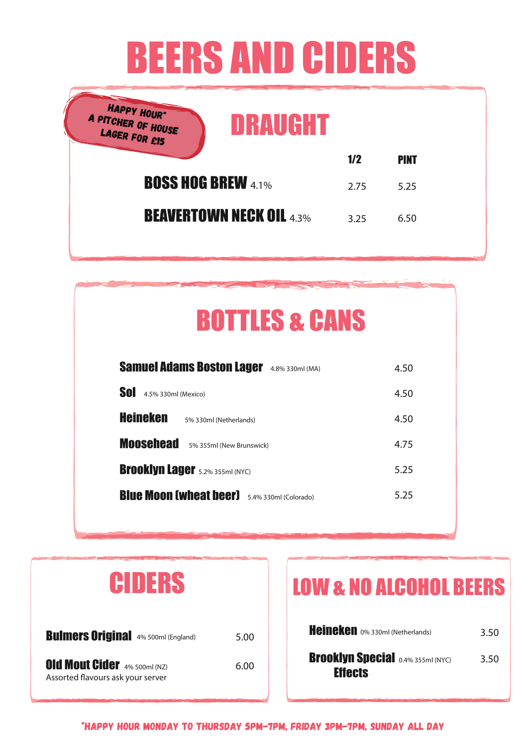# BEERS AND CIDERS

**HAPPY HOUR\***
**A PITCHER OF HOUSE LAGER FOR £15**

## DRAUGHT

| | 1/2 | PINT |
|---|---|---|
| **BOSS HOG BREW** 4.1% | 2.75 | 5.25 |
| **BEAVERTOWN NECK OIL** 4.3% | 3.25 | 6.50 |

## BOTTLES & CANS

| | |
|---|---|
| **Samuel Adams Boston Lager** 4.8% 330ml (MA) | 4.50 |
| **Sol** 4.5% 330ml (Mexico) | 4.50 |
| **Heineken** 5% 330ml (Netherlands) | 4.50 |
| **Moosehead** 5% 355ml (New Brunswick) | 4.75 |
| **Brooklyn Lager** 5.2% 355ml (NYC) | 5.25 |
| **Blue Moon (wheat beer)** 5.4% 330ml (Colorado) | 5.25 |

## CIDERS

| | |
|---|---|
| **Bulmers Original** 4% 500ml (England) | 5.00 |
| **Old Mout Cider** 4% 500ml (NZ)<br>Assorted flavours ask your server | 6.00 |

## LOW & NO ALCOHOL BEERS

| | |
|---|---|
| **Heineken** 0% 330ml (Netherlands) | 3.50 |
| **Brooklyn Special Effects** 0.4% 355ml (NYC) | 3.50 |

\*HAPPY HOUR MONDAY TO THURSDAY 5PM-7PM, FRIDAY 3PM-7PM, SUNDAY ALL DAY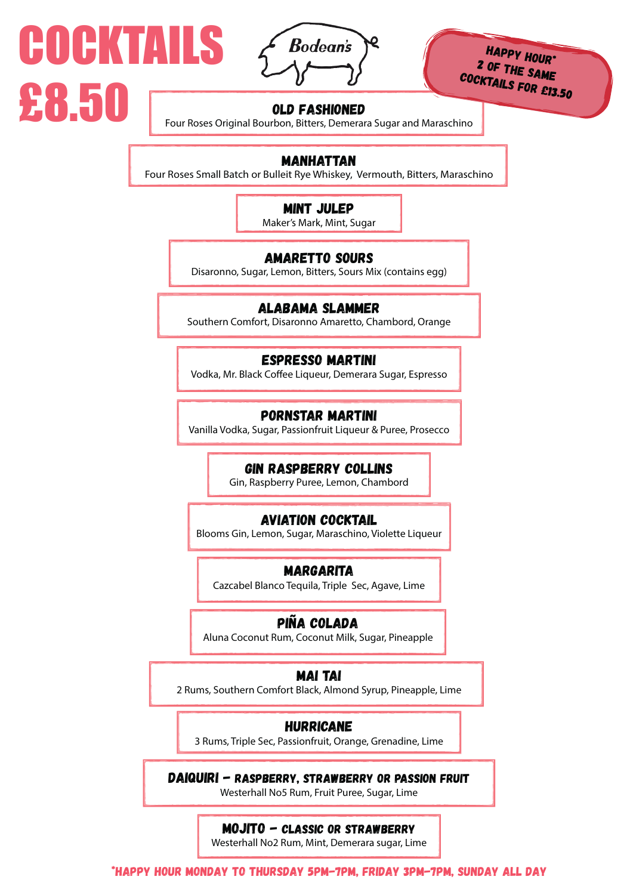# COCKTAILS £8.50

Bodean's

**HAPPY HOUR* 2 OF THE SAME COCKTAILS FOR £13.50**

### OLD FASHIONED
Four Roses Original Bourbon, Bitters, Demerara Sugar and Maraschino

### MANHATTAN
Four Roses Small Batch or Bulleit Rye Whiskey, Vermouth, Bitters, Maraschino

### MINT JULEP
Maker's Mark, Mint, Sugar

### AMARETTO SOURS
Disaronno, Sugar, Lemon, Bitters, Sours Mix (contains egg)

### ALABAMA SLAMMER
Southern Comfort, Disaronno Amaretto, Chambord, Orange

### ESPRESSO MARTINI
Vodka, Mr. Black Coffee Liqueur, Demerara Sugar, Espresso

### PORNSTAR MARTINI
Vanilla Vodka, Sugar, Passionfruit Liqueur & Puree, Prosecco

### GIN RASPBERRY COLLINS
Gin, Raspberry Puree, Lemon, Chambord

### AVIATION COCKTAIL
Blooms Gin, Lemon, Sugar, Maraschino, Violette Liqueur

### MARGARITA
Cazcabel Blanco Tequila, Triple Sec, Agave, Lime

### PIÑA COLADA
Aluna Coconut Rum, Coconut Milk, Sugar, Pineapple

### MAI TAI
2 Rums, Southern Comfort Black, Almond Syrup, Pineapple, Lime

### HURRICANE
3 Rums, Triple Sec, Passionfruit, Orange, Grenadine, Lime

### DAIQUIRI – RASPBERRY, STRAWBERRY OR PASSION FRUIT
Westerhall No5 Rum, Fruit Puree, Sugar, Lime

### MOJITO – CLASSIC OR STRAWBERRY
Westerhall No2 Rum, Mint, Demerara sugar, Lime

*HAPPY HOUR MONDAY TO THURSDAY 5PM-7PM, FRIDAY 3PM-7PM, SUNDAY ALL DAY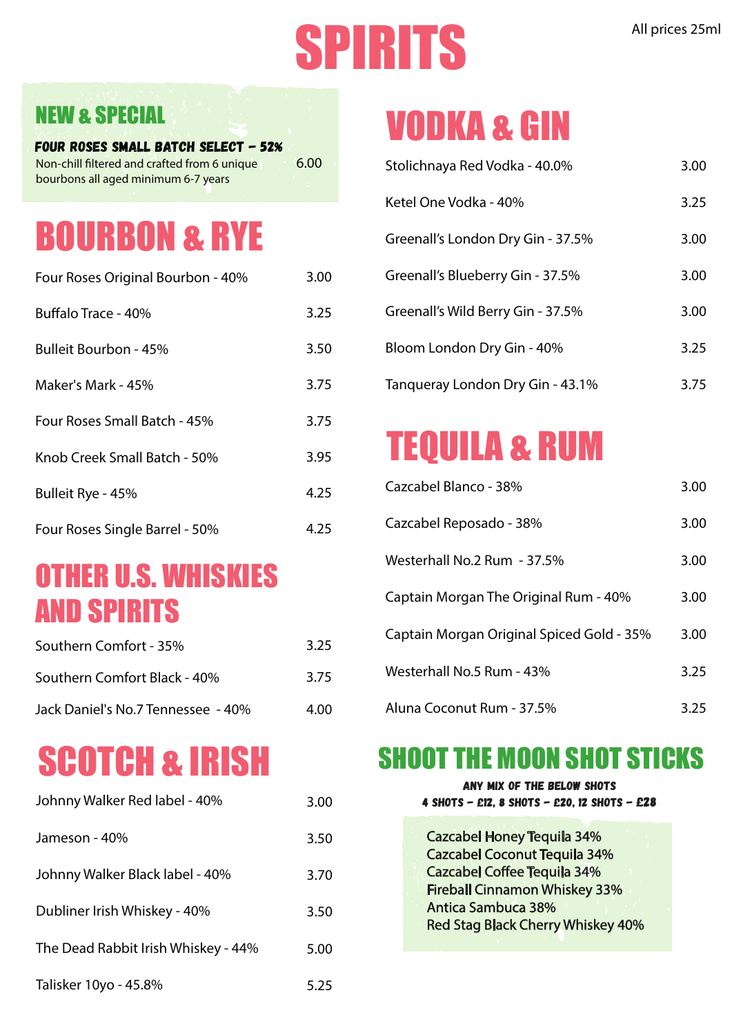# SPIRITS

All prices 25ml

## NEW & SPECIAL

**FOUR ROSES SMALL BATCH SELECT - 52%**
Non-chill filtered and crafted from 6 unique bourbons all aged minimum 6-7 years — 6.00

## BOURBON & RYE

| Item | Price |
| --- | --- |
| Four Roses Original Bourbon - 40% | 3.00 |
| Buffalo Trace - 40% | 3.25 |
| Bulleit Bourbon - 45% | 3.50 |
| Maker's Mark - 45% | 3.75 |
| Four Roses Small Batch - 45% | 3.75 |
| Knob Creek Small Batch - 50% | 3.95 |
| Bulleit Rye - 45% | 4.25 |
| Four Roses Single Barrel - 50% | 4.25 |

## OTHER U.S. WHISKIES AND SPIRITS

| Item | Price |
| --- | --- |
| Southern Comfort - 35% | 3.25 |
| Southern Comfort Black - 40% | 3.75 |
| Jack Daniel's No.7 Tennessee - 40% | 4.00 |

## SCOTCH & IRISH

| Item | Price |
| --- | --- |
| Johnny Walker Red label - 40% | 3.00 |
| Jameson - 40% | 3.50 |
| Johnny Walker Black label - 40% | 3.70 |
| Dubliner Irish Whiskey - 40% | 3.50 |
| The Dead Rabbit Irish Whiskey - 44% | 5.00 |
| Talisker 10yo - 45.8% | 5.25 |

## VODKA & GIN

| Item | Price |
| --- | --- |
| Stolichnaya Red Vodka - 40.0% | 3.00 |
| Ketel One Vodka - 40% | 3.25 |
| Greenall's London Dry Gin - 37.5% | 3.00 |
| Greenall's Blueberry Gin - 37.5% | 3.00 |
| Greenall's Wild Berry Gin - 37.5% | 3.00 |
| Bloom London Dry Gin - 40% | 3.25 |
| Tanqueray London Dry Gin - 43.1% | 3.75 |

## TEQUILA & RUM

| Item | Price |
| --- | --- |
| Cazcabel Blanco - 38% | 3.00 |
| Cazcabel Reposado - 38% | 3.00 |
| Westerhall No.2 Rum - 37.5% | 3.00 |
| Captain Morgan The Original Rum - 40% | 3.00 |
| Captain Morgan Original Spiced Gold - 35% | 3.00 |
| Westerhall No.5 Rum - 43% | 3.25 |
| Aluna Coconut Rum - 37.5% | 3.25 |

## SHOOT THE MOON SHOT STICKS

**ANY MIX OF THE BELOW SHOTS**
**4 SHOTS - £12, 8 SHOTS - £20, 12 SHOTS - £28**

- Cazcabel Honey Tequila 34%
- Cazcabel Coconut Tequila 34%
- Cazcabel Coffee Tequila 34%
- Fireball Cinnamon Whiskey 33%
- Antica Sambuca 38%
- Red Stag Black Cherry Whiskey 40%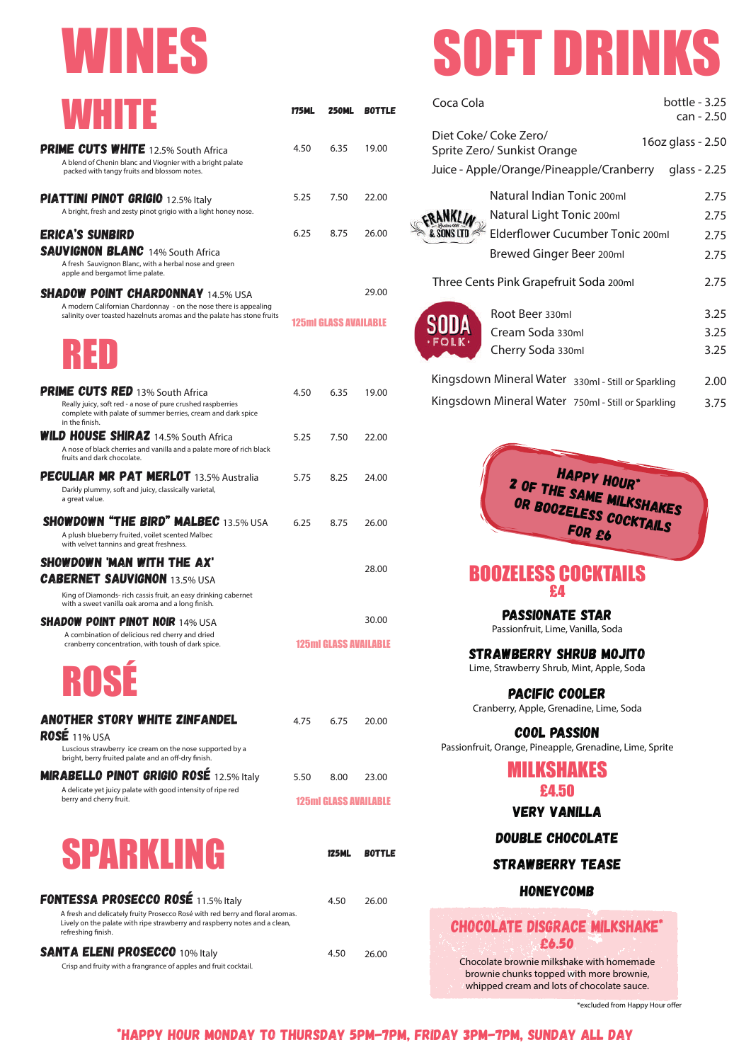# WINES

## WHITE

| | 175ML | 250ML | BOTTLE |
|---|---|---|---|
| **PRIME CUTS WHITE** 12.5% South Africa<br>A blend of Chenin blanc and Viognier with a bright palate packed with tangy fruits and blossom notes. | 4.50 | 6.35 | 19.00 |
| **PIATTINI PINOT GRIGIO** 12.5% Italy<br>A bright, fresh and zesty pinot grigio with a light honey nose. | 5.25 | 7.50 | 22.00 |
| **ERICA'S SUNBIRD SAUVIGNON BLANC** 14% South Africa<br>A fresh Sauvignon Blanc, with a herbal nose and green apple and bergamot lime palate. | 6.25 | 8.75 | 26.00 |
| **SHADOW POINT CHARDONNAY** 14.5% USA<br>A modern Californian Chardonnay - on the nose there is appealing salinity over toasted hazelnuts aromas and the palate has stone fruits | | | 29.00 |

125ml GLASS AVAILABLE

## RED

| | 175ML | 250ML | BOTTLE |
|---|---|---|---|
| **PRIME CUTS RED** 13% South Africa<br>Really juicy, soft red - a nose of pure crushed raspberries complete with palate of summer berries, cream and dark spice in the finish. | 4.50 | 6.35 | 19.00 |
| **WILD HOUSE SHIRAZ** 14.5% South Africa<br>A nose of black cherries and vanilla and a palate more of rich black fruits and dark chocolate. | 5.25 | 7.50 | 22.00 |
| **PECULIAR MR PAT MERLOT** 13.5% Australia<br>Darkly plummy, soft and juicy, classically varietal, a great value. | 5.75 | 8.25 | 24.00 |
| **SHOWDOWN "THE BIRD" MALBEC** 13.5% USA<br>A plush blueberry fruited, voilet scented Malbec with velvet tannins and great freshness. | 6.25 | 8.75 | 26.00 |
| **SHOWDOWN 'MAN WITH THE AX' CABERNET SAUVIGNON** 13.5% USA<br>King of Diamonds- rich cassis fruit, an easy drinking cabernet with a sweet vanilla oak aroma and a long finish. | | | 28.00 |
| **SHADOW POINT PINOT NOIR** 14% USA<br>A combination of delicious red cherry and dried cranberry concentration, with toush of dark spice. | | | 30.00 |

125ml GLASS AVAILABLE

## ROSÉ

| | 175ML | 250ML | BOTTLE |
|---|---|---|---|
| **ANOTHER STORY WHITE ZINFANDEL ROSÉ** 11% USA<br>Luscious strawberry ice cream on the nose supported by a bright, berry fruited palate and an off-dry finish. | 4.75 | 6.75 | 20.00 |
| **MIRABELLO PINOT GRIGIO ROSÉ** 12.5% Italy<br>A delicate yet juicy palate with good intensity of ripe red berry and cherry fruit. | 5.50 | 8.00 | 23.00 |

125ml GLASS AVAILABLE

## SPARKLING

| | 125ML | BOTTLE |
|---|---|---|
| **FONTESSA PROSECCO ROSÉ** 11.5% Italy<br>A fresh and delicately fruity Prosecco Rosé with red berry and floral aromas. Lively on the palate with ripe strawberry and raspberry notes and a clean, refreshing finish. | 4.50 | 26.00 |
| **SANTA ELENI PROSECCO** 10% Italy<br>Crisp and fruity with a frangrance of apples and fruit cocktail. | 4.50 | 26.00 |

# SOFT DRINKS

| | |
|---|---|
| Coca Cola | bottle - 3.25<br>can - 2.50 |
| Diet Coke/ Coke Zero/ Sprite Zero/ Sunkist Orange | 16oz glass - 2.50 |
| Juice - Apple/Orange/Pineapple/Cranberry | glass - 2.25 |
| **Franklin & Sons Ltd** | |
| Natural Indian Tonic 200ml | 2.75 |
| Natural Light Tonic 200ml | 2.75 |
| Elderflower Cucumber Tonic 200ml | 2.75 |
| Brewed Ginger Beer 200ml | 2.75 |
| Three Cents Pink Grapefruit Soda 200ml | 2.75 |
| **Soda Folk** | |
| Root Beer 330ml | 3.25 |
| Cream Soda 330ml | 3.25 |
| Cherry Soda 330ml | 3.25 |
| Kingsdown Mineral Water 330ml - Still or Sparkling | 2.00 |
| Kingsdown Mineral Water 750ml - Still or Sparkling | 3.75 |

**HAPPY HOUR\* 2 OF THE SAME MILKSHAKES OR BOOZELESS COCKTAILS FOR £6**

## BOOZELESS COCKTAILS
### £4

**PASSIONATE STAR**
Passionfruit, Lime, Vanilla, Soda

**STRAWBERRY SHRUB MOJITO**
Lime, Strawberry Shrub, Mint, Apple, Soda

**PACIFIC COOLER**
Cranberry, Apple, Grenadine, Lime, Soda

**COOL PASSION**
Passionfruit, Orange, Pineapple, Grenadine, Lime, Sprite

## MILKSHAKES
### £4.50

**VERY VANILLA**

**DOUBLE CHOCOLATE**

**STRAWBERRY TEASE**

**HONEYCOMB**

### CHOCOLATE DISGRACE MILKSHAKE*
### £6.50

Chocolate brownie milkshake with homemade brownie chunks topped with more brownie, whipped cream and lots of chocolate sauce.

*excluded from Happy Hour offer

*HAPPY HOUR MONDAY TO THURSDAY 5PM-7PM, FRIDAY 3PM-7PM, SUNDAY ALL DAY